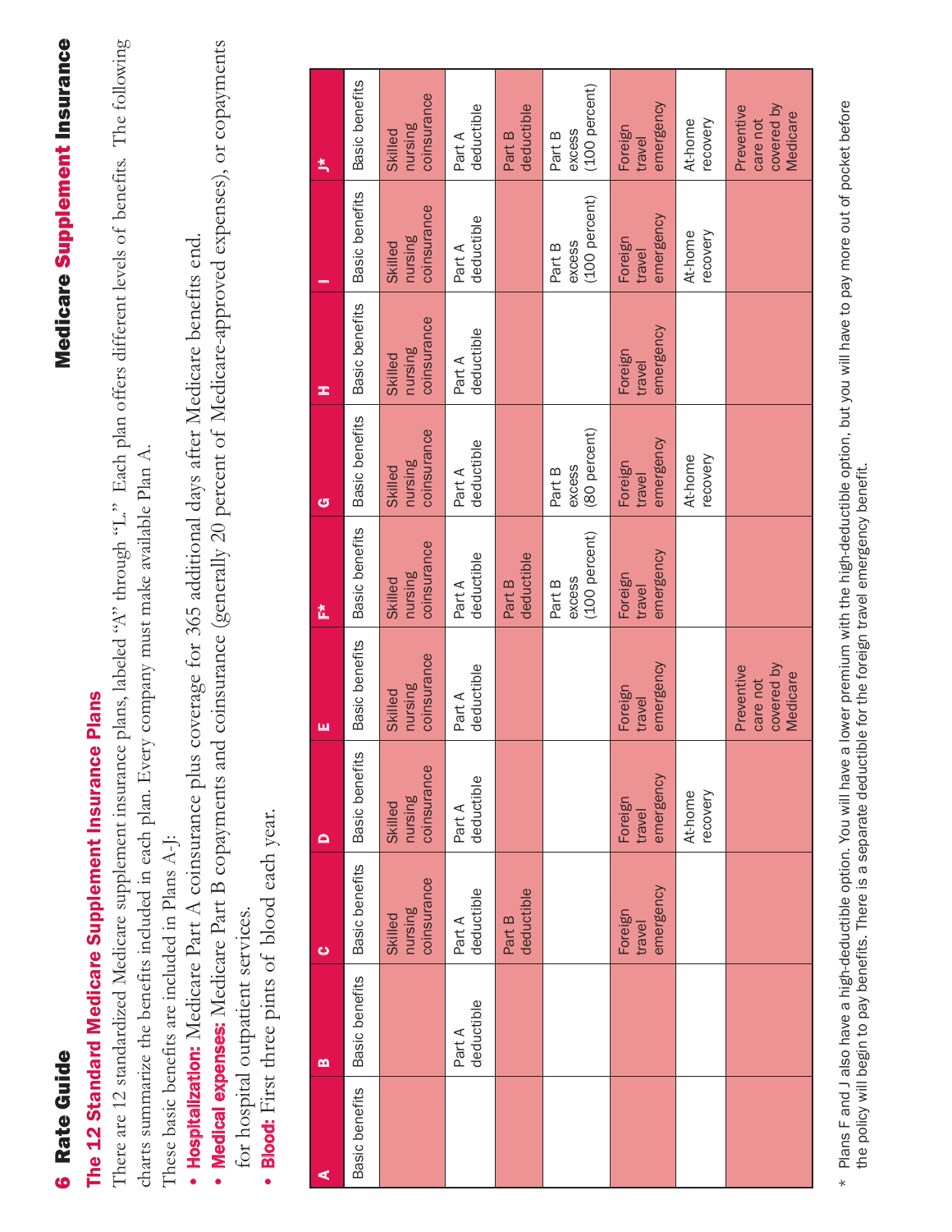## The 12 Standard Medicare Supplement Insurance Plans

There are 12 standardized Medicare supplement insurance plans, labeled "A" through "L." Each plan offers different levels of benefits. The following charts summarize the benefits included in each plan. Every company must make available Plan A.

These basic benefits are included in Plans A-J:

- **Hospitalization:** Medicare Part A coinsurance plus coverage for 365 additional days after Medicare benefits end.
- **Medical expenses:** Medicare Part B copayments and coinsurance (generally 20 percent of Medicare-approved expenses), or copayments for hospital outpatient services.
- **Blood:** First three pints of blood each year.

| A | B | C | D | E | F* | G | H | I | J* |
|---|---|---|---|---|---|---|---|---|---|
| Basic benefits | Basic benefits | Basic benefits | Basic benefits | Basic benefits | Basic benefits | Basic benefits | Basic benefits | Basic benefits | Basic benefits |
| | | Skilled nursing coinsurance | Skilled nursing coinsurance | Skilled nursing coinsurance | Skilled nursing coinsurance | Skilled nursing coinsurance | Skilled nursing coinsurance | Skilled nursing coinsurance | Skilled nursing coinsurance |
| | Part A deductible | Part A deductible | Part A deductible | Part A deductible | Part A deductible | Part A deductible | Part A deductible | Part A deductible | Part A deductible |
| | | Part B deductible | | | Part B deductible | | | | Part B deductible |
| | | | | | Part B excess (100 percent) | Part B excess (80 percent) | | Part B excess (100 percent) | Part B excess (100 percent) |
| | | Foreign travel emergency | Foreign travel emergency | Foreign travel emergency | Foreign travel emergency | Foreign travel emergency | Foreign travel emergency | Foreign travel emergency | Foreign travel emergency |
| | | | At-home recovery | | | At-home recovery | | At-home recovery | At-home recovery |
| | | | | Preventive care not covered by Medicare | | | | | Preventive care not covered by Medicare |

\* Plans F and J also have a high-deductible option. You will have a lower premium with the high-deductible option, but you will have to pay more out of pocket before the policy will begin to pay benefits. There is a separate deductible for the foreign travel emergency benefit.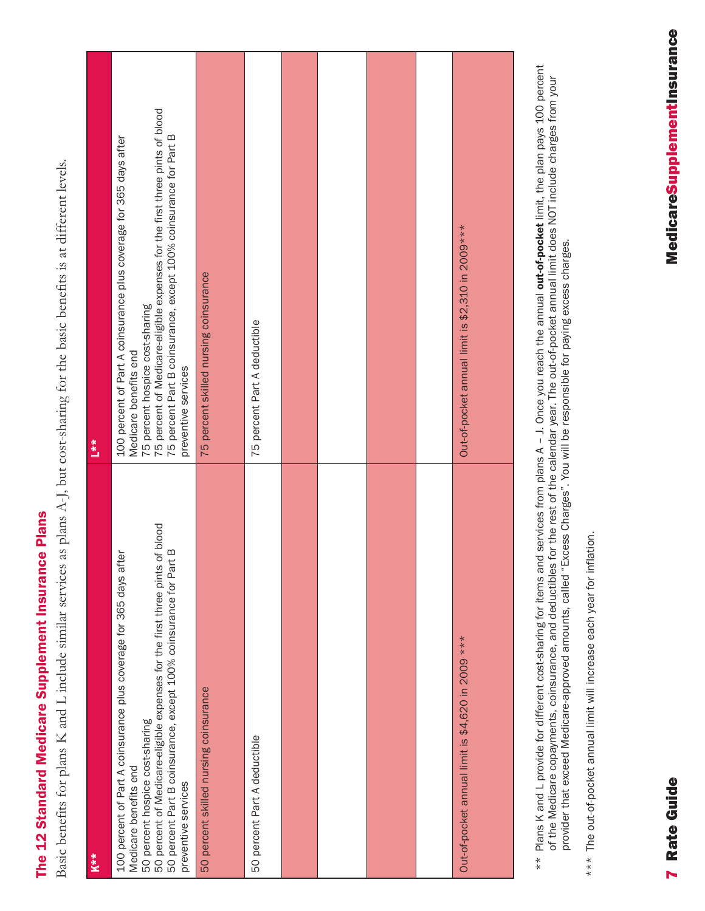## The 12 Standard Medicare Supplement Insurance Plans

Basic benefits for plans K and L include similar services as plans A-J, but cost-sharing for the basic benefits is at different levels.

| K** | L** |
| --- | --- |
| 100 percent of Part A coinsurance plus coverage for 365 days after Medicare benefits end<br>50 percent hospice cost-sharing<br>50 percent of Medicare-eligible expenses for the first three pints of blood<br>50 percent Part B coinsurance, except 100% coinsurance for Part B preventive services | 100 percent of Part A coinsurance plus coverage for 365 days after Medicare benefits end<br>75 percent hospice cost-sharing<br>75 percent of Medicare-eligible expenses for the first three pints of blood<br>75 percent Part B coinsurance, except 100% coinsurance for Part B preventive services |
| 50 percent skilled nursing coinsurance | 75 percent skilled nursing coinsurance |
| 50 percent Part A deductible | 75 percent Part A deductible |
| | |
| | |
| | |
| | |
| Out-of-pocket annual limit is $4,620 in 2009 *** | Out-of-pocket annual limit is $2,310 in 2009*** |

** Plans K and L provide for different cost-sharing for items and services from plans A – J. Once you reach the annual **out-of-pocket** limit, the plan pays 100 percent of the Medicare copayments, coinsurance, and deductibles for the rest of the calendar year. The out-of-pocket annual limit does NOT include charges from your provider that exceed Medicare-approved amounts, called "Excess Charges". You will be responsible for paying excess charges.

*** The out-of-pocket annual limit will increase each year for inflation.